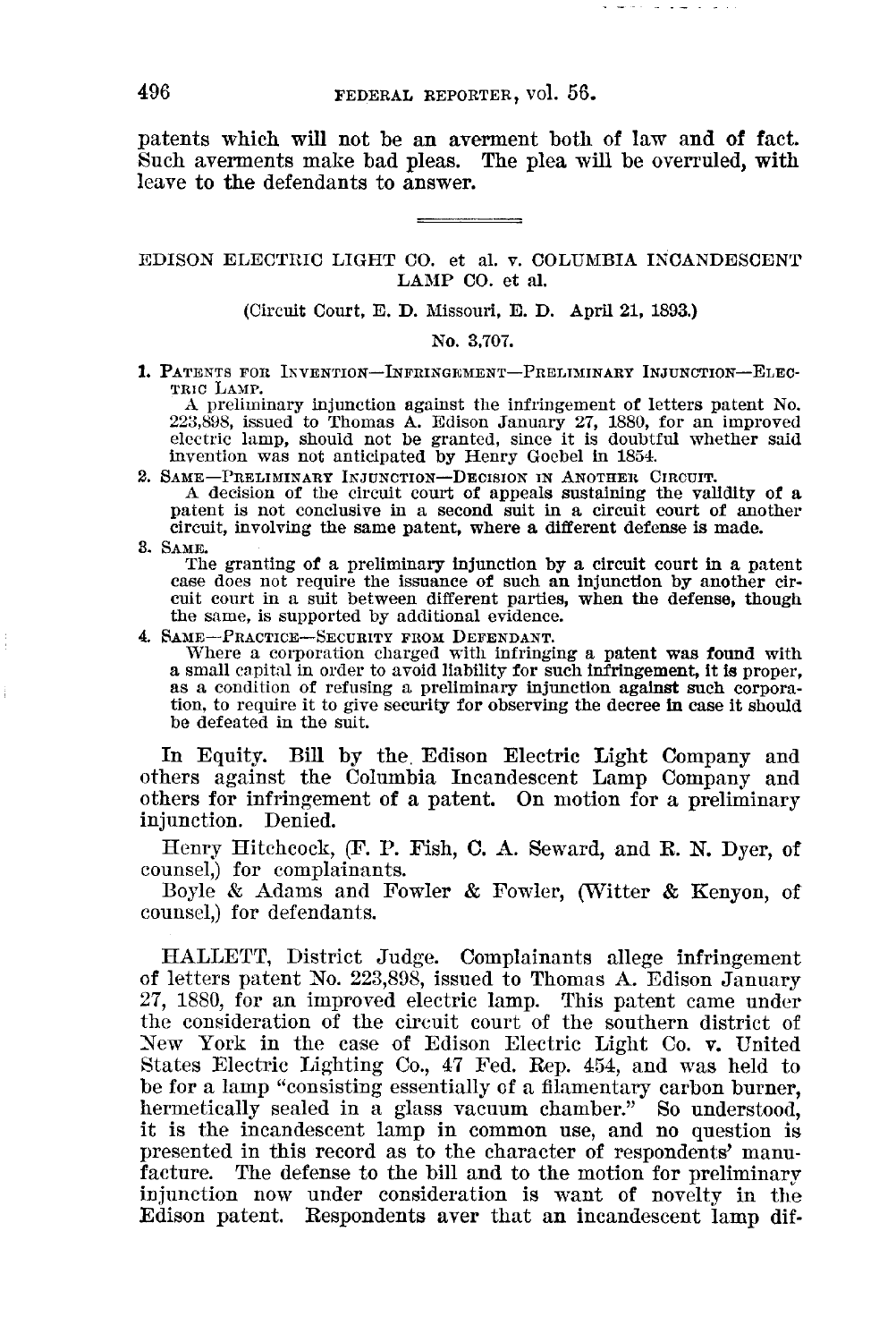patents which will not be an averment both of law and of fact. Such averments make bad pleas. The plea will be overruled, with leave to the defendants to answer.

---

## EDISON ELECTRIC LIGHT CO. et al. v. COLUMBIA INCANDESCENT LAMP CO. et al.

(Circuit Court, E. D. Missouri, E. D. April 21, 1893.)

No. 3,707.

1. PATENTS FOR INVENTION—INFRINGEMENT—PRELIMINARY INJUNCTION—ELECTRIC LAMP.
   A preliminary injunction against the infringement of letters patent No. 223,898, issued to Thomas A. Edison January 27, 1880, for an improved electric lamp, should not be granted, since it is doubtful whether said invention was not anticipated by Henry Goebel in 1854.

2. SAME—PRELIMINARY INJUNCTION—DECISION IN ANOTHER CIRCUIT.
   A decision of the circuit court of appeals sustaining the validity of a patent is not conclusive in a second suit in a circuit court of another circuit, involving the same patent, where a different defense is made.

3. SAME.
   The granting of a preliminary injunction by a circuit court in a patent case does not require the issuance of such an injunction by another circuit court in a suit between different parties, when the defense, though the same, is supported by additional evidence.

4. SAME—PRACTICE—SECURITY FROM DEFENDANT.
   Where a corporation charged with infringing a patent was found with a small capital in order to avoid liability for such infringement, it is proper, as a condition of refusing a preliminary injunction against such corporation, to require it to give security for observing the decree in case it should be defeated in the suit.

In Equity. Bill by the Edison Electric Light Company and others against the Columbia Incandescent Lamp Company and others for infringement of a patent. On motion for a preliminary injunction. Denied.

Henry Hitchcock, (F. P. Fish, C. A. Seward, and R. N. Dyer, of counsel,) for complainants.

Boyle & Adams and Fowler & Fowler, (Witter & Kenyon, of counsel,) for defendants.

HALLETT, District Judge. Complainants allege infringement of letters patent No. 223,898, issued to Thomas A. Edison January 27, 1880, for an improved electric lamp. This patent came under the consideration of the circuit court of the southern district of New York in the case of Edison Electric Light Co. v. United States Electric Lighting Co., 47 Fed. Rep. 454, and was held to be for a lamp "consisting essentially of a filamentary carbon burner, hermetically sealed in a glass vacuum chamber." So understood, it is the incandescent lamp in common use, and no question is presented in this record as to the character of respondents' manufacture. The defense to the bill and to the motion for preliminary injunction now under consideration is want of novelty in the Edison patent. Respondents aver that an incandescent lamp dif-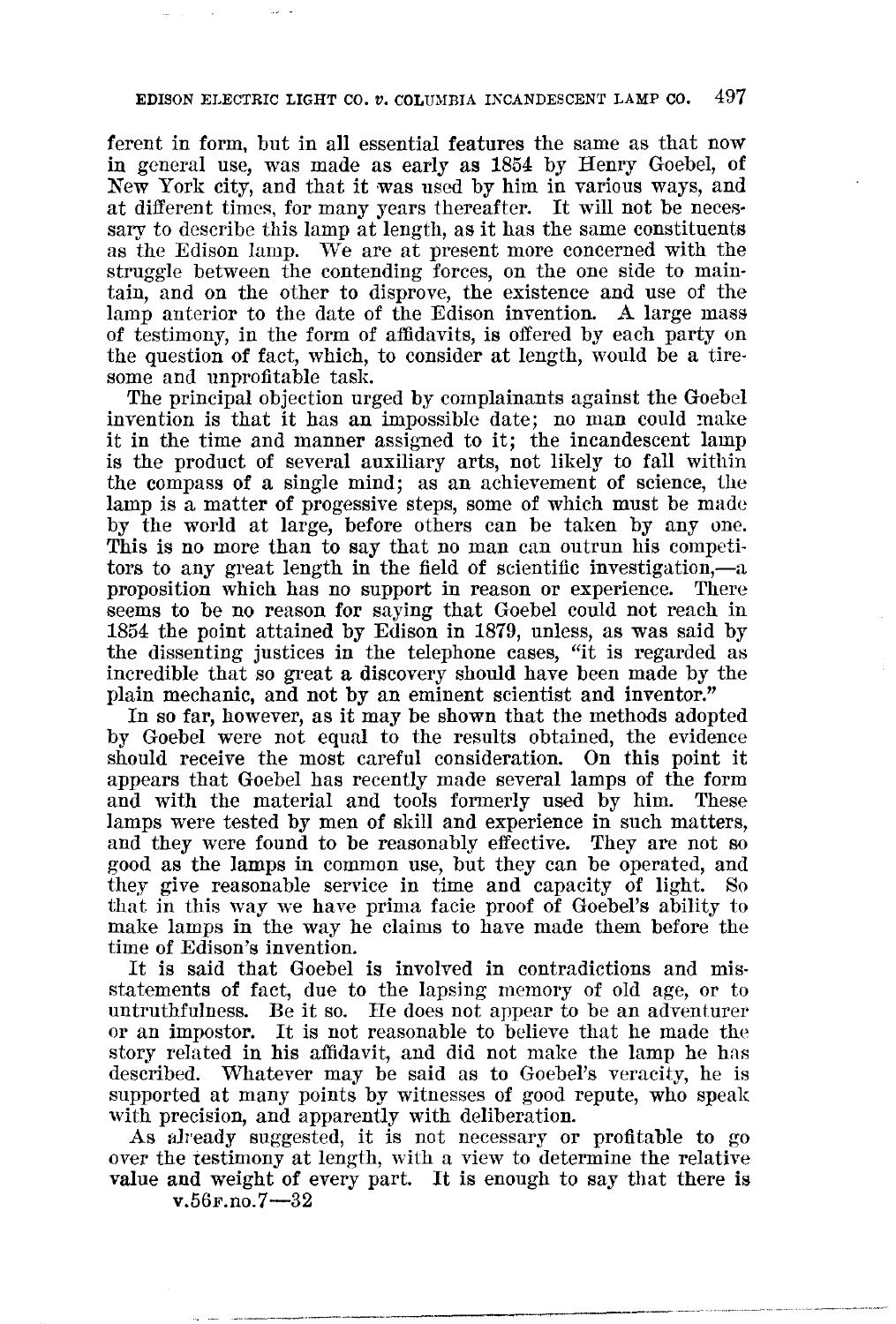ferent in form, but in all essential features the same as that now in general use, was made as early as 1854 by Henry Goebel, of New York city, and that it was used by him in various ways, and at different times, for many years thereafter. It will not be necessary to describe this lamp at length, as it has the same constituents as the Edison lamp. We are at present more concerned with the struggle between the contending forces, on the one side to maintain, and on the other to disprove, the existence and use of the lamp anterior to the date of the Edison invention. A large mass of testimony, in the form of affidavits, is offered by each party on the question of fact, which, to consider at length, would be a tiresome and unprofitable task.

The principal objection urged by complainants against the Goebel invention is that it has an impossible date; no man could make it in the time and manner assigned to it; the incandescent lamp is the product of several auxiliary arts, not likely to fall within the compass of a single mind; as an achievement of science, the lamp is a matter of progessive steps, some of which must be made by the world at large, before others can be taken by any one. This is no more than to say that no man can outrun his competitors to any great length in the field of scientific investigation,—a proposition which has no support in reason or experience. There seems to be no reason for saying that Goebel could not reach in 1854 the point attained by Edison in 1879, unless, as was said by the dissenting justices in the telephone cases, "it is regarded as incredible that so great a discovery should have been made by the plain mechanic, and not by an eminent scientist and inventor."

In so far, however, as it may be shown that the methods adopted by Goebel were not equal to the results obtained, the evidence should receive the most careful consideration. On this point it appears that Goebel has recently made several lamps of the form and with the material and tools formerly used by him. These lamps were tested by men of skill and experience in such matters, and they were found to be reasonably effective. They are not so good as the lamps in common use, but they can be operated, and they give reasonable service in time and capacity of light. So that in this way we have prima facie proof of Goebel's ability to make lamps in the way he claims to have made them before the time of Edison's invention.

It is said that Goebel is involved in contradictions and misstatements of fact, due to the lapsing memory of old age, or to untruthfulness. Be it so. He does not appear to be an adventurer or an impostor. It is not reasonable to believe that he made the story related in his affidavit, and did not make the lamp he has described. Whatever may be said as to Goebel's veracity, he is supported at many points by witnesses of good repute, who speak with precision, and apparently with deliberation.

As already suggested, it is not necessary or profitable to go over the testimony at length, with a view to determine the relative value and weight of every part. It is enough to say that there is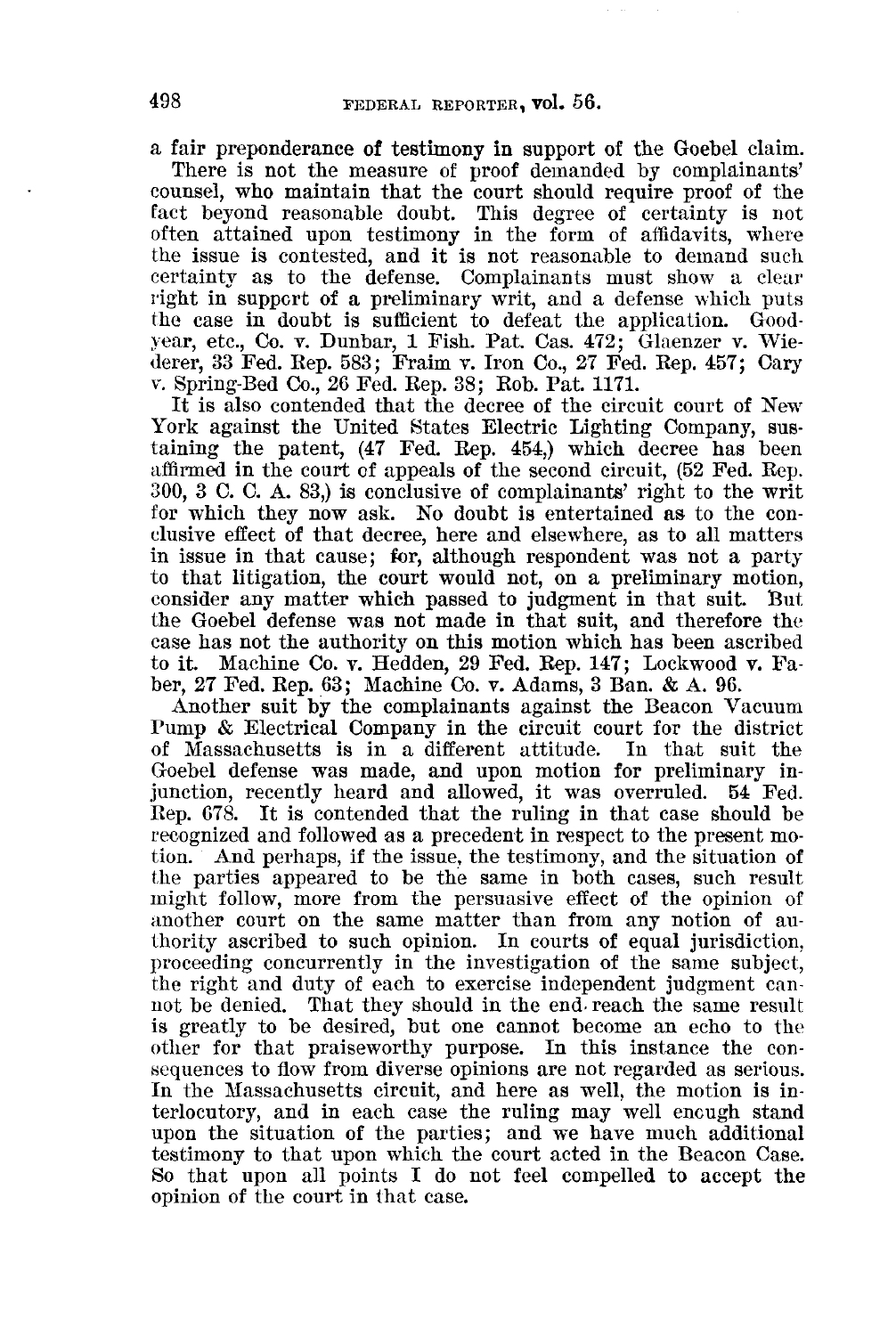a fair preponderance of testimony in support of the Goebel claim.

There is not the measure of proof demanded by complainants' counsel, who maintain that the court should require proof of the fact beyond reasonable doubt. This degree of certainty is not often attained upon testimony in the form of affidavits, where the issue is contested, and it is not reasonable to demand such certainty as to the defense. Complainants must show a clear right in support of a preliminary writ, and a defense which puts the case in doubt is sufficient to defeat the application. Goodyear, etc., Co. v. Dunbar, 1 Fish. Pat. Cas. 472; Glaenzer v. Wiederer, 33 Fed. Rep. 583; Fraim v. Iron Co., 27 Fed. Rep. 457; Cary v. Spring-Bed Co., 26 Fed. Rep. 38; Rob. Pat. 1171.

It is also contended that the decree of the circuit court of New York against the United States Electric Lighting Company, sustaining the patent, (47 Fed. Rep. 454,) which decree has been affirmed in the court of appeals of the second circuit, (52 Fed. Rep. 300, 3 C. C. A. 83,) is conclusive of complainants' right to the writ for which they now ask. No doubt is entertained as to the conclusive effect of that decree, here and elsewhere, as to all matters in issue in that cause; for, although respondent was not a party to that litigation, the court would not, on a preliminary motion, consider any matter which passed to judgment in that suit. But the Goebel defense was not made in that suit, and therefore the case has not the authority on this motion which has been ascribed to it. Machine Co. v. Hedden, 29 Fed. Rep. 147; Lockwood v. Faber, 27 Fed. Rep. 63; Machine Co. v. Adams, 3 Ban. & A. 96.

Another suit by the complainants against the Beacon Vacuum Pump & Electrical Company in the circuit court for the district of Massachusetts is in a different attitude. In that suit the Goebel defense was made, and upon motion for preliminary injunction, recently heard and allowed, it was overruled. 54 Fed. Rep. 678. It is contended that the ruling in that case should be recognized and followed as a precedent in respect to the present motion. And perhaps, if the issue, the testimony, and the situation of the parties appeared to be the same in both cases, such result might follow, more from the persuasive effect of the opinion of another court on the same matter than from any notion of authority ascribed to such opinion. In courts of equal jurisdiction, proceeding concurrently in the investigation of the same subject, the right and duty of each to exercise independent judgment cannot be denied. That they should in the end reach the same result is greatly to be desired, but one cannot become an echo to the other for that praiseworthy purpose. In this instance the consequences to flow from diverse opinions are not regarded as serious. In the Massachusetts circuit, and here as well, the motion is interlocutory, and in each case the ruling may well enough stand upon the situation of the parties; and we have much additional testimony to that upon which the court acted in the Beacon Case. So that upon all points I do not feel compelled to accept the opinion of the court in that case.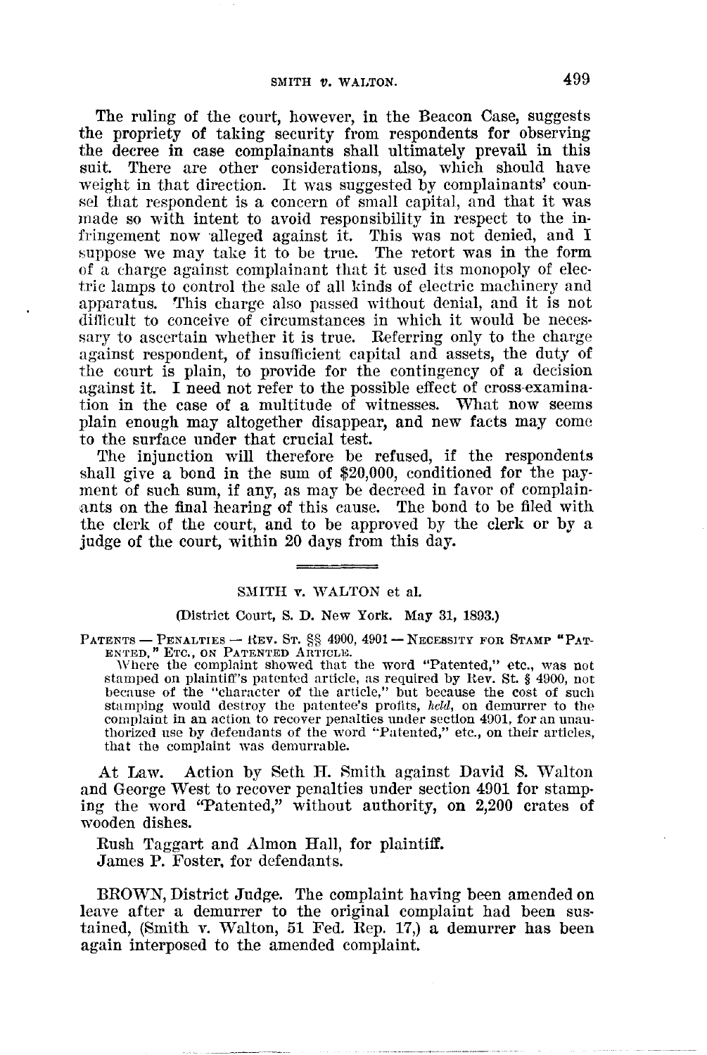The ruling of the court, however, in the Beacon Case, suggests the propriety of taking security from respondents for observing the decree in case complainants shall ultimately prevail in this suit. There are other considerations, also, which should have weight in that direction. It was suggested by complainants' counsel that respondent is a concern of small capital, and that it was made so with intent to avoid responsibility in respect to the infringement now alleged against it. This was not denied, and I suppose we may take it to be true. The retort was in the form of a charge against complainant that it used its monopoly of electric lamps to control the sale of all kinds of electric machinery and apparatus. This charge also passed without denial, and it is not difficult to conceive of circumstances in which it would be necessary to ascertain whether it is true. Referring only to the charge against respondent, of insufficient capital and assets, the duty of the court is plain, to provide for the contingency of a decision against it. I need not refer to the possible effect of cross-examination in the case of a multitude of witnesses. What now seems plain enough may altogether disappear, and new facts may come to the surface under that crucial test.

The injunction will therefore be refused, if the respondents shall give a bond in the sum of $20,000, conditioned for the payment of such sum, if any, as may be decreed in favor of complainants on the final hearing of this cause. The bond to be filed with the clerk of the court, and to be approved by the clerk or by a judge of the court, within 20 days from this day.

---

## SMITH v. WALTON et al.

(District Court, S. D. New York. May 31, 1893.)

PATENTS — PENALTIES — REV. ST. §§ 4900, 4901 — NECESSITY FOR STAMP "PATENTED," ETC., ON PATENTED ARTICLE.

Where the complaint showed that the word "Patented," etc., was not stamped on plaintiff's patented article, as required by Rev. St. § 4900, not because of the "character of the article," but because the cost of such stamping would destroy the patentee's profits, *held*, on demurrer to the complaint in an action to recover penalties under section 4901, for an unauthorized use by defendants of the word "Patented," etc., on their articles, that the complaint was demurrable.

At Law. Action by Seth H. Smith against David S. Walton and George West to recover penalties under section 4901 for stamping the word "Patented," without authority, on 2,200 crates of wooden dishes.

Rush Taggart and Almon Hall, for plaintiff.
James P. Foster, for defendants.

BROWN, District Judge. The complaint having been amended on leave after a demurrer to the original complaint had been sustained, (Smith v. Walton, 51 Fed. Rep. 17,) a demurrer has been again interposed to the amended complaint.